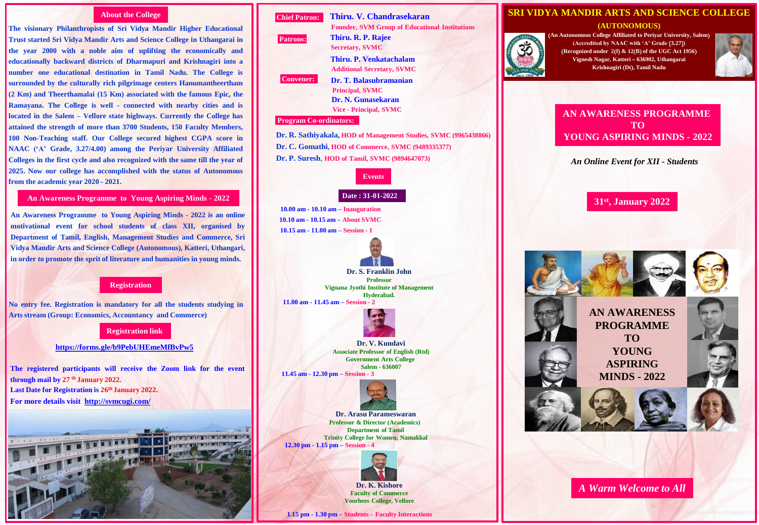## About the College

The visionary Philanthropists of Sri Vidya Mandir Higher Educational Trust started Sri Vidya Mandir Arts and Science College in Uthangarai in the year 2000 with a noble aim of uplifting the economically and educationally backward districts of Dharmapuri and Krishnagiri into a number one educational destination in Tamil Nadu. The College is surrounded by the culturally rich pilgrimage centers Hanumantheertham (2 Km) and Theerthamalai (15 Km) associated with the famous Epic, the Ramayana. The College is well - connected with nearby cities and is located in the Salem – Vellore state highways. Currently the College has attained the strength of more than 3700 Students, 150 Faculty Members, 100 Non-Teaching staff. Our College secured highest CGPA score in NAAC ('A' Grade, 3.27/4.00) among the Periyar University Affiliated Colleges in the first cycle and also recognized with the same till the year of 2025. Now our college has accomplished with the status of Autonomous from the academic year 2020 - 2021.

## An Awareness Programme to Young Aspiring Minds - 2022

An Awareness Programme to Young Aspiring Minds - 2022 is an online motivational event for school students of class XII, organised by Department of Tamil, English, Management Studies and Commerce, Sri Vidya Mandir Arts and Science College (Autonomous), Katteri, Uthangari, in order to promote the sprit of literature and humanities in young minds.

## Registration

No entry fee. Registration is mandatory for all the students studying in Arts stream (Group: Economics, Accountancy and Commerce)

## Registration link

https://forms.gle/b9PebUHEmeMfBvPw5

The registered participants will receive the Zoom link for the event through mail by 27th January 2022.

Last Date for Registration is 26th January 2022.

For more details visit http://svmcugi.com/

**Chief Patron:** Thiru. V. Chandrasekaran
Founder, SVM Group of Educational Institutions

**Patrons:** Thiru. R. P. Rajee
Secretary, SVMC

Thiru. P. Venkatachalam
Additional Secretary, SVMC

**Convener:** Dr. T. Balasubramanian
Principal, SVMC

Dr. N. Gunasekaran
Vice - Principal, SVMC

**Program Co-ordinators:**

Dr. R. Sathiyakala, HOD of Management Studies, SVMC (9965438866)

Dr. C. Gomathi, HOD of Commerce, SVMC (9489335377)

Dr. P. Suresh, HOD of Tamil, SVMC (9894647073)

## Events

**Date : 31-01-2022**

10.00 am - 10.10 am – Inauguration

10.10 am - 10.15 am – About SVMC

10.15 am - 11.00 am – Session - 1

Dr. S. Franklin John
Professor
Vignana Jyothi Institute of Management
Hyderabad.

11.00 am - 11.45 am – Session - 2

Dr. V. Kundavi
Associate Professor of English (Rtd)
Government Arts College
Salem - 636007

11.45 am - 12.30 pm – Session - 3

Dr. Arasu Parameswaran
Professor & Director (Academics)
Department of Tamil
Trinity College for Women, Namakkal

12.30 pm - 1.15 pm – Session - 4

Dr. K. Kishore
Faculty of Commerce
Voorhees College, Vellore

1.15 pm - 1.30 pm – Students – Faculty Interactions

# SRI VIDYA MANDIR ARTS AND SCIENCE COLLEGE (AUTONOMOUS)

(An Autonomous College Affiliated to Periyar University, Salem)
(Accredited by NAAC with 'A' Grade [3.27])
(Recognized under 2(f) & 12(B) of the UGC Act 1956)
Vignesh Nagar, Katteri – 636902, Uthangarai
Krishnagiri (Dt), Tamil Nadu

## AN AWARENESS PROGRAMME TO YOUNG ASPIRING MINDS - 2022

*An Online Event for XII - Students*

**31st, January 2022**

AN AWARENESS PROGRAMME TO YOUNG ASPIRING MINDS - 2022

*A Warm Welcome to All*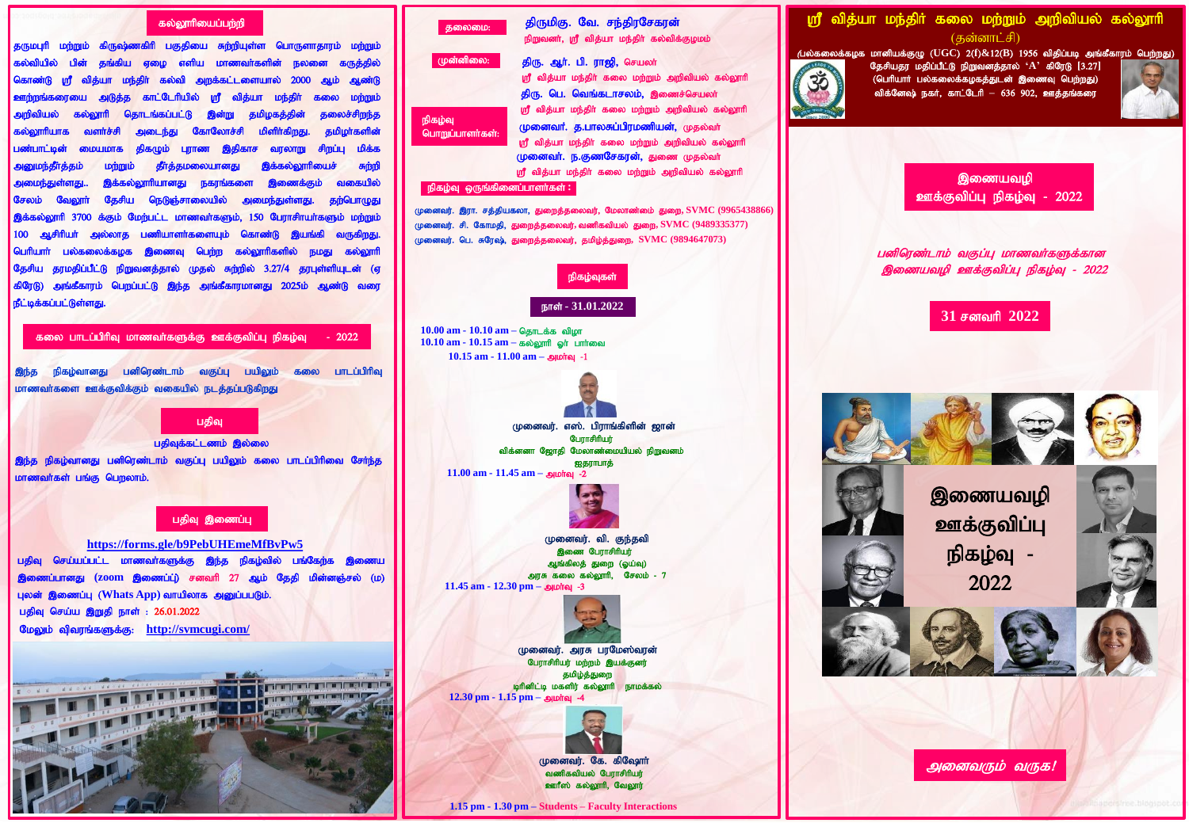## கல்லூரியைப்பற்றி

தருமபுரி மற்றும் கிருஷ்ணகிரி பகுதியை சுற்றியுள்ள பொருளாதாரம் மற்றும் கல்வியில் பின் தங்கிய ஏழை எளிய மாணவர்களின் நலனை கருத்தில் கொண்டு ஸ்ரீ வித்யா மந்திர் கல்வி அறக்கட்டளையால் 2000 ஆம் ஆண்டு ஊற்றங்கரையை அடுத்த காட்டேரியில் ஸ்ரீ வித்யா மந்திர் கலை மற்றும் அறிவியல் கல்லூரி தொடங்கப்பட்டு இன்று தமிழகத்தின் தலைச்சிறந்த கல்லூரியாக வளர்ச்சி அடைந்து கோலோச்சி மிளிர்கிறது. தமிழர்களின் பண்பாட்டின் மையமாக திகழும் புராண இதிகாச வரலாறு சிறப்பு மிக்க அனுமந்தீர்த்தம் மற்றும் தீர்த்தமலையானது இக்கல்லூரியைச் சுற்றி அமைந்துள்ளது.. இக்கல்லூரியானது நகரங்களை இணைக்கும் வகையில் சேலம் வேலூர் தேசிய நெடுஞ்சாலையில் அமைந்துள்ளது. தற்பொழுது இக்கல்லூரி 3700 க்கும் மேற்பட்ட மாணவர்களும், 150 பேராசிரியர்களும் மற்றும் 100 ஆசிரியர் அல்லாத பணியாளர்களையும் கொண்டு இயங்கி வருகிறது. பெரியார் பல்கலைக்கழக இணைவு பெற்ற கல்லூரிகளில் நமது கல்லூரி தேசிய தரமதிப்பீட்டு நிறுவனத்தால் முதல் சுற்றில் 3.27/4 தரபுள்ளியுடன் (ஏ கிரேடு) அங்கீகாரம் பெறப்பட்டு இந்த அங்கீகாரமானது 2025ம் ஆண்டு வரை நீட்டிக்கப்பட்டுள்ளது.

## கலை பாடப்பிரிவு மாணவர்களுக்கு ஊக்குவிப்பு நிகழ்வு - 2022

இந்த நிகழ்வானது பனிரெண்டாம் வகுப்பு பயிலும் கலை பாடப்பிரிவு மாணவர்களை ஊக்குவிக்கும் வகையில் நடத்தப்படுகிறது

## பதிவு

பதிவுக்கட்டணம் இல்லை

இந்த நிகழ்வானது பனிரெண்டாம் வகுப்பு பயிலும் கலை பாடப்பிரிவை சேர்ந்த மாணவர்கள் பங்கு பெறலாம்.

## பதிவு இணைப்பு

**https://forms.gle/b9PebUHEmeMfBvPw5**

பதிவு செய்யப்பட்ட மாணவர்களுக்கு இந்த நிகழ்வில் பங்கேற்க இணைய இணைப்பானது (zoom இணைப்பு) சனவரி 27 ஆம் தேதி மின்னஞ்சல் (ம) புலன் இணைப்பு (Whats App) வாயிலாக அனுப்பபடும்.

பதிவு செய்ய இறுதி நாள் : 26.01.2022

மேலும் விவரங்களுக்கு: **http://svmcugi.com/**

---

**தலைமை:** திருமிகு. வே. சந்திரசேகரன்
நிறுவனர், ஸ்ரீ வித்யா மந்திர் கல்விக்குழுமம்

**முன்னிலை:** திரு. ஆர். பி. ராஜி, செயலர்
ஸ்ரீ வித்யா மந்திர் கலை மற்றும் அறிவியல் கல்லூரி
திரு. வெ. வெங்கடாசலம், இணைச்செயலர்
ஸ்ரீ வித்யா மந்திர் கலை மற்றும் அறிவியல் கல்லூரி

**நிகழ்வு பொறுப்பாளர்கள்:** முனைவர். த.பாலசுப்பிரமணியன், முதல்வர்
ஸ்ரீ வித்யா மந்திர் கலை மற்றும் அறிவியல் கல்லூரி
முனைவர். ந.குணசேகரன், துணை முதல்வர்
ஸ்ரீ வித்யா மந்திர் கலை மற்றும் அறிவியல் கல்லூரி

**நிகழ்வு ஒருங்கிணைப்பாளர்கள் :**

முனைவர். இரா. சத்தியகலா, துறைத்தலைவர், மேலாண்மை துறை, SVMC (9965438866)
முனைவர். சி. கோமதி, துறைத்தலைவர், வணிகவியல் துறை, SVMC (9489335377)
முனைவர். பெ. சுரேஷ், துறைத்தலைவர், தமிழ்த்துறை, SVMC (9894647073)

## நிகழ்வுகள்

**நாள் - 31.01.2022**

10.00 am - 10.10 am – தொடக்க விழா
10.10 am - 10.15 am – கல்லூரி ஓர் பார்வை
10.15 am - 11.00 am – அமர்வு -1

முனைவர். எஸ். பிராங்கிளின் ஜான்
பேராசிரியர்
விக்னானா ஜோதி மேலாண்மையியல் நிறுவனம்
ஐதராபாத்

11.00 am - 11.45 am – அமர்வு -2

முனைவர். வி. குந்தவி
இணை பேராசிரியர்
ஆங்கிலத் துறை (ஓய்வு)
அரசு கலை கல்லூரி, சேலம் - 7

11.45 am - 12.30 pm – அமர்வு -3

முனைவர். அரசு பரமேஸ்வரன்
பேராசிரியர் மற்றும் இயக்குனர்
தமிழ்த்துறை
டிரினிட்டி மகளிர் கல்லூரி நாமக்கல்

12.30 pm - 1.15 pm – அமர்வு -4

முனைவர். கே. கிஷோர்
வணிகவியல் பேராசிரியர்
ஊரீஸ் கல்லூரி, வேலூர்

1.15 pm - 1.30 pm – Students – Faculty Interactions

---

# ஸ்ரீ வித்யா மந்திர் கலை மற்றும் அறிவியல் கல்லூரி

(தன்னாட்சி)

(பல்கலைக்கழக மானியக்குழு (UGC) 2(f)&12(B) 1956 விதிப்படி அங்கீகாரம் பெற்றது)
தேசியதர மதிப்பீட்டு நிறுவனத்தால் 'A' கிரேடு [3.27]
(பெரியார் பல்கலைக்கழகத்துடன் இணைவு பெற்றது)
விக்னேஷ் நகர், காட்டேரி – 636 902, ஊத்தங்கரை

## இணையவழி ஊக்குவிப்பு நிகழ்வு - 2022

*பனிரெண்டாம் வகுப்பு மாணவர்களுக்கான இணையவழி ஊக்குவிப்பு நிகழ்வு - 2022*

**31 சனவரி 2022**

இணையவழி ஊக்குவிப்பு நிகழ்வு - 2022

*அனைவரும் வருக!*